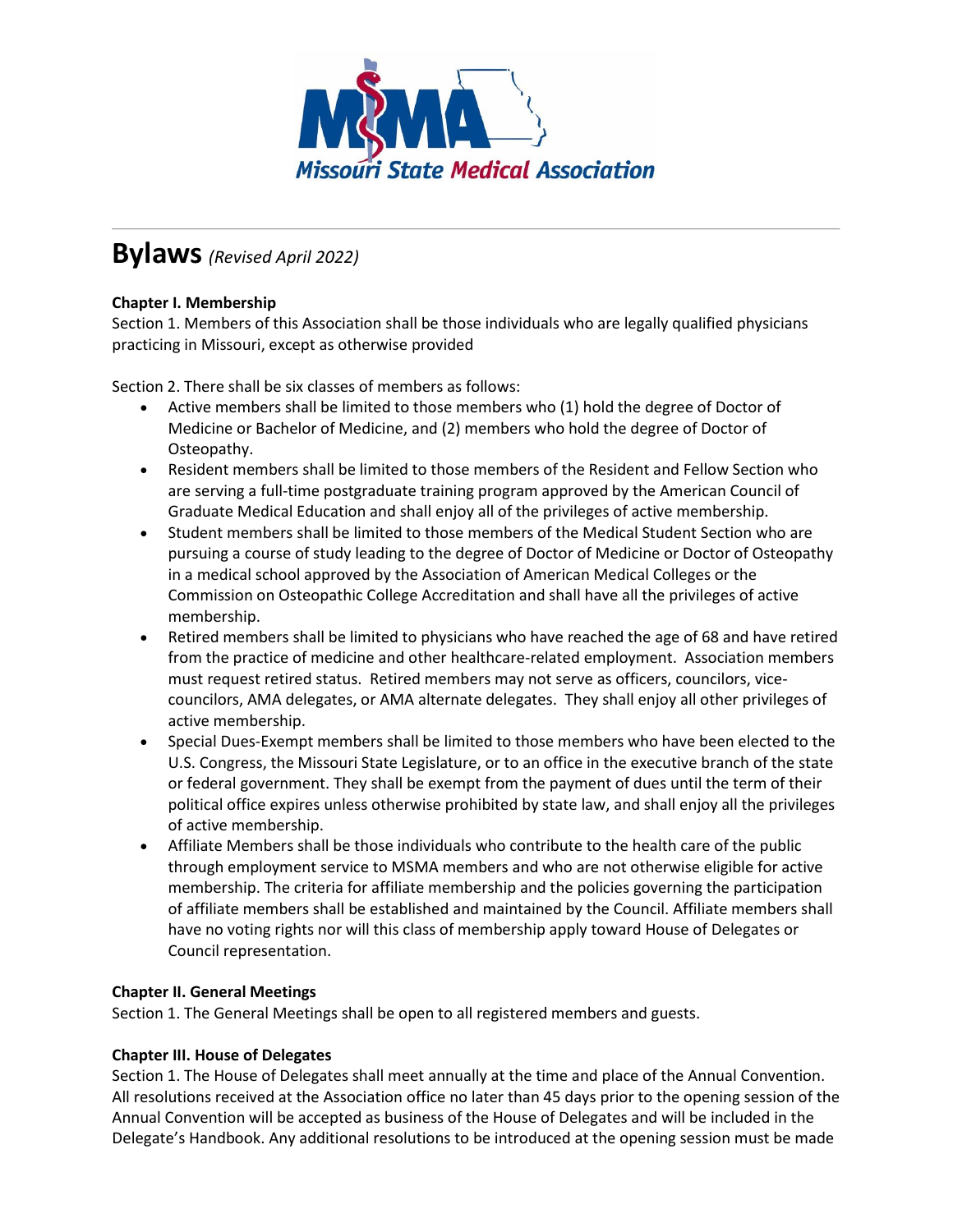# Bylaws *(Revised April 2022)*

**Chapter I. Membership**

Section 1. Members of this Association shall be those individuals who are legally qualified physicians practicing in Missouri, except as otherwise provided

Section 2. There shall be six classes of members as follows:

- Active members shall be limited to those members who (1) hold the degree of Doctor of Medicine or Bachelor of Medicine, and (2) members who hold the degree of Doctor of Osteopathy.
- Resident members shall be limited to those members of the Resident and Fellow Section who are serving a full-time postgraduate training program approved by the American Council of Graduate Medical Education and shall enjoy all of the privileges of active membership.
- Student members shall be limited to those members of the Medical Student Section who are pursuing a course of study leading to the degree of Doctor of Medicine or Doctor of Osteopathy in a medical school approved by the Association of American Medical Colleges or the Commission on Osteopathic College Accreditation and shall have all the privileges of active membership.
- Retired members shall be limited to physicians who have reached the age of 68 and have retired from the practice of medicine and other healthcare-related employment. Association members must request retired status. Retired members may not serve as officers, councilors, vice-councilors, AMA delegates, or AMA alternate delegates. They shall enjoy all other privileges of active membership.
- Special Dues-Exempt members shall be limited to those members who have been elected to the U.S. Congress, the Missouri State Legislature, or to an office in the executive branch of the state or federal government. They shall be exempt from the payment of dues until the term of their political office expires unless otherwise prohibited by state law, and shall enjoy all the privileges of active membership.
- Affiliate Members shall be those individuals who contribute to the health care of the public through employment service to MSMA members and who are not otherwise eligible for active membership. The criteria for affiliate membership and the policies governing the participation of affiliate members shall be established and maintained by the Council. Affiliate members shall have no voting rights nor will this class of membership apply toward House of Delegates or Council representation.

**Chapter II. General Meetings**

Section 1. The General Meetings shall be open to all registered members and guests.

**Chapter III. House of Delegates**

Section 1. The House of Delegates shall meet annually at the time and place of the Annual Convention. All resolutions received at the Association office no later than 45 days prior to the opening session of the Annual Convention will be accepted as business of the House of Delegates and will be included in the Delegate's Handbook. Any additional resolutions to be introduced at the opening session must be made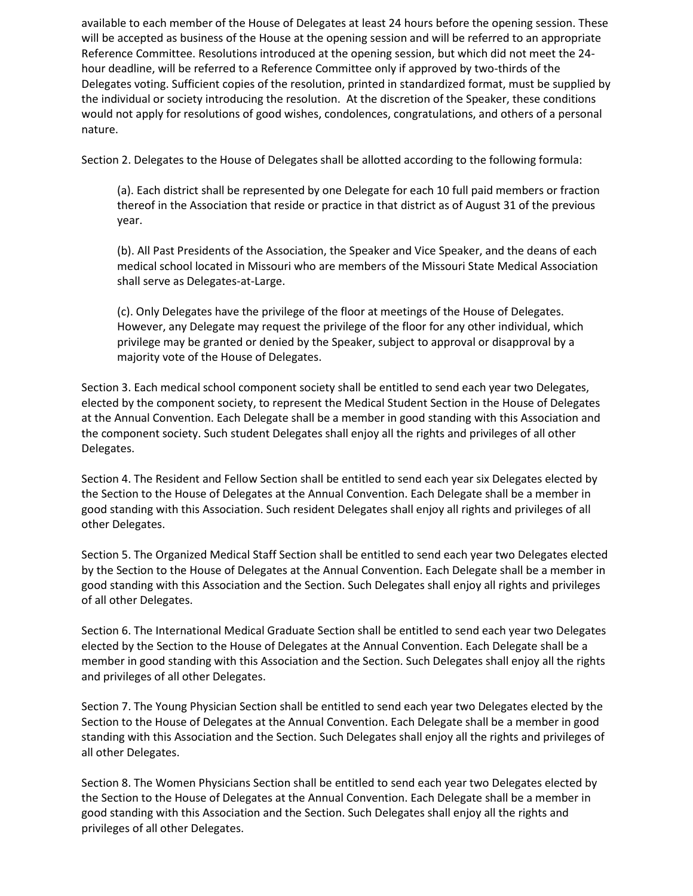available to each member of the House of Delegates at least 24 hours before the opening session. These will be accepted as business of the House at the opening session and will be referred to an appropriate Reference Committee. Resolutions introduced at the opening session, but which did not meet the 24-hour deadline, will be referred to a Reference Committee only if approved by two-thirds of the Delegates voting. Sufficient copies of the resolution, printed in standardized format, must be supplied by the individual or society introducing the resolution. At the discretion of the Speaker, these conditions would not apply for resolutions of good wishes, condolences, congratulations, and others of a personal nature.

Section 2. Delegates to the House of Delegates shall be allotted according to the following formula:

> (a). Each district shall be represented by one Delegate for each 10 full paid members or fraction thereof in the Association that reside or practice in that district as of August 31 of the previous year.
>
> (b). All Past Presidents of the Association, the Speaker and Vice Speaker, and the deans of each medical school located in Missouri who are members of the Missouri State Medical Association shall serve as Delegates-at-Large.
>
> (c). Only Delegates have the privilege of the floor at meetings of the House of Delegates. However, any Delegate may request the privilege of the floor for any other individual, which privilege may be granted or denied by the Speaker, subject to approval or disapproval by a majority vote of the House of Delegates.

Section 3. Each medical school component society shall be entitled to send each year two Delegates, elected by the component society, to represent the Medical Student Section in the House of Delegates at the Annual Convention. Each Delegate shall be a member in good standing with this Association and the component society. Such student Delegates shall enjoy all the rights and privileges of all other Delegates.

Section 4. The Resident and Fellow Section shall be entitled to send each year six Delegates elected by the Section to the House of Delegates at the Annual Convention. Each Delegate shall be a member in good standing with this Association. Such resident Delegates shall enjoy all rights and privileges of all other Delegates.

Section 5. The Organized Medical Staff Section shall be entitled to send each year two Delegates elected by the Section to the House of Delegates at the Annual Convention. Each Delegate shall be a member in good standing with this Association and the Section. Such Delegates shall enjoy all rights and privileges of all other Delegates.

Section 6. The International Medical Graduate Section shall be entitled to send each year two Delegates elected by the Section to the House of Delegates at the Annual Convention. Each Delegate shall be a member in good standing with this Association and the Section. Such Delegates shall enjoy all the rights and privileges of all other Delegates.

Section 7. The Young Physician Section shall be entitled to send each year two Delegates elected by the Section to the House of Delegates at the Annual Convention. Each Delegate shall be a member in good standing with this Association and the Section. Such Delegates shall enjoy all the rights and privileges of all other Delegates.

Section 8. The Women Physicians Section shall be entitled to send each year two Delegates elected by the Section to the House of Delegates at the Annual Convention. Each Delegate shall be a member in good standing with this Association and the Section. Such Delegates shall enjoy all the rights and privileges of all other Delegates.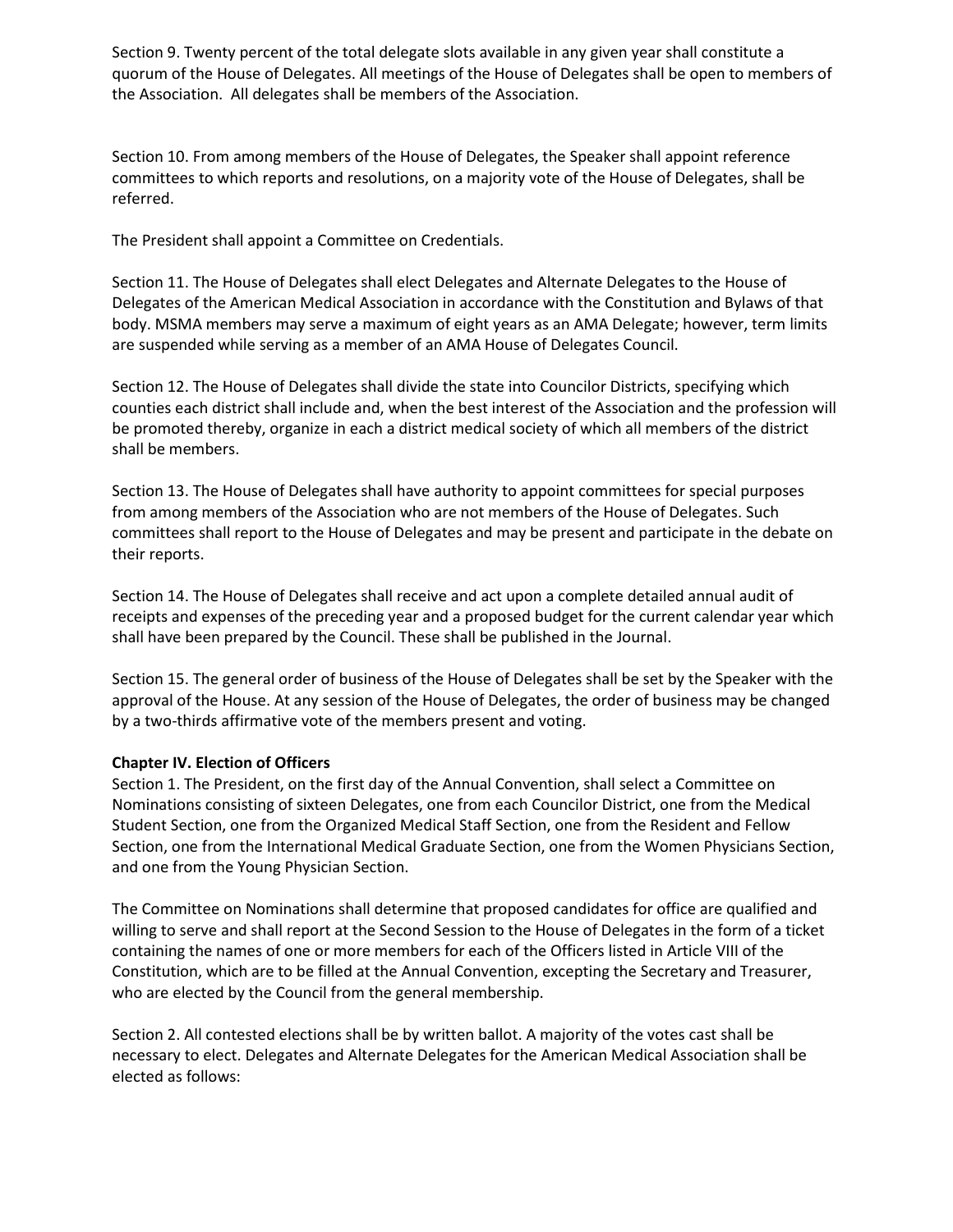Section 9. Twenty percent of the total delegate slots available in any given year shall constitute a quorum of the House of Delegates. All meetings of the House of Delegates shall be open to members of the Association. All delegates shall be members of the Association.

Section 10. From among members of the House of Delegates, the Speaker shall appoint reference committees to which reports and resolutions, on a majority vote of the House of Delegates, shall be referred.

The President shall appoint a Committee on Credentials.

Section 11. The House of Delegates shall elect Delegates and Alternate Delegates to the House of Delegates of the American Medical Association in accordance with the Constitution and Bylaws of that body. MSMA members may serve a maximum of eight years as an AMA Delegate; however, term limits are suspended while serving as a member of an AMA House of Delegates Council.

Section 12. The House of Delegates shall divide the state into Councilor Districts, specifying which counties each district shall include and, when the best interest of the Association and the profession will be promoted thereby, organize in each a district medical society of which all members of the district shall be members.

Section 13. The House of Delegates shall have authority to appoint committees for special purposes from among members of the Association who are not members of the House of Delegates. Such committees shall report to the House of Delegates and may be present and participate in the debate on their reports.

Section 14. The House of Delegates shall receive and act upon a complete detailed annual audit of receipts and expenses of the preceding year and a proposed budget for the current calendar year which shall have been prepared by the Council. These shall be published in the Journal.

Section 15. The general order of business of the House of Delegates shall be set by the Speaker with the approval of the House. At any session of the House of Delegates, the order of business may be changed by a two-thirds affirmative vote of the members present and voting.

**Chapter IV. Election of Officers**

Section 1. The President, on the first day of the Annual Convention, shall select a Committee on Nominations consisting of sixteen Delegates, one from each Councilor District, one from the Medical Student Section, one from the Organized Medical Staff Section, one from the Resident and Fellow Section, one from the International Medical Graduate Section, one from the Women Physicians Section, and one from the Young Physician Section.

The Committee on Nominations shall determine that proposed candidates for office are qualified and willing to serve and shall report at the Second Session to the House of Delegates in the form of a ticket containing the names of one or more members for each of the Officers listed in Article VIII of the Constitution, which are to be filled at the Annual Convention, excepting the Secretary and Treasurer, who are elected by the Council from the general membership.

Section 2. All contested elections shall be by written ballot. A majority of the votes cast shall be necessary to elect. Delegates and Alternate Delegates for the American Medical Association shall be elected as follows: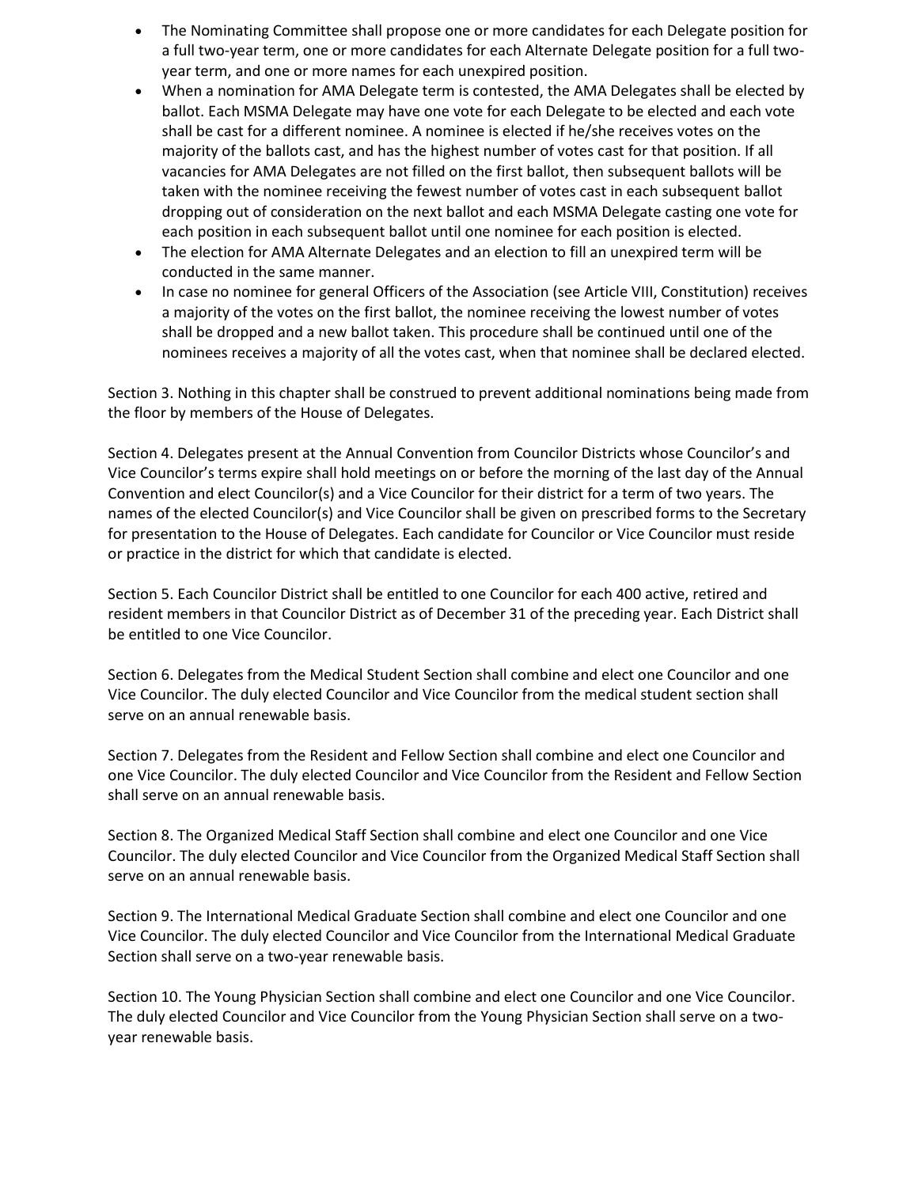- The Nominating Committee shall propose one or more candidates for each Delegate position for a full two-year term, one or more candidates for each Alternate Delegate position for a full two-year term, and one or more names for each unexpired position.
- When a nomination for AMA Delegate term is contested, the AMA Delegates shall be elected by ballot. Each MSMA Delegate may have one vote for each Delegate to be elected and each vote shall be cast for a different nominee. A nominee is elected if he/she receives votes on the majority of the ballots cast, and has the highest number of votes cast for that position. If all vacancies for AMA Delegates are not filled on the first ballot, then subsequent ballots will be taken with the nominee receiving the fewest number of votes cast in each subsequent ballot dropping out of consideration on the next ballot and each MSMA Delegate casting one vote for each position in each subsequent ballot until one nominee for each position is elected.
- The election for AMA Alternate Delegates and an election to fill an unexpired term will be conducted in the same manner.
- In case no nominee for general Officers of the Association (see Article VIII, Constitution) receives a majority of the votes on the first ballot, the nominee receiving the lowest number of votes shall be dropped and a new ballot taken. This procedure shall be continued until one of the nominees receives a majority of all the votes cast, when that nominee shall be declared elected.

Section 3. Nothing in this chapter shall be construed to prevent additional nominations being made from the floor by members of the House of Delegates.

Section 4. Delegates present at the Annual Convention from Councilor Districts whose Councilor's and Vice Councilor's terms expire shall hold meetings on or before the morning of the last day of the Annual Convention and elect Councilor(s) and a Vice Councilor for their district for a term of two years. The names of the elected Councilor(s) and Vice Councilor shall be given on prescribed forms to the Secretary for presentation to the House of Delegates. Each candidate for Councilor or Vice Councilor must reside or practice in the district for which that candidate is elected.

Section 5. Each Councilor District shall be entitled to one Councilor for each 400 active, retired and resident members in that Councilor District as of December 31 of the preceding year. Each District shall be entitled to one Vice Councilor.

Section 6. Delegates from the Medical Student Section shall combine and elect one Councilor and one Vice Councilor. The duly elected Councilor and Vice Councilor from the medical student section shall serve on an annual renewable basis.

Section 7. Delegates from the Resident and Fellow Section shall combine and elect one Councilor and one Vice Councilor. The duly elected Councilor and Vice Councilor from the Resident and Fellow Section shall serve on an annual renewable basis.

Section 8. The Organized Medical Staff Section shall combine and elect one Councilor and one Vice Councilor. The duly elected Councilor and Vice Councilor from the Organized Medical Staff Section shall serve on an annual renewable basis.

Section 9. The International Medical Graduate Section shall combine and elect one Councilor and one Vice Councilor. The duly elected Councilor and Vice Councilor from the International Medical Graduate Section shall serve on a two-year renewable basis.

Section 10. The Young Physician Section shall combine and elect one Councilor and one Vice Councilor. The duly elected Councilor and Vice Councilor from the Young Physician Section shall serve on a two-year renewable basis.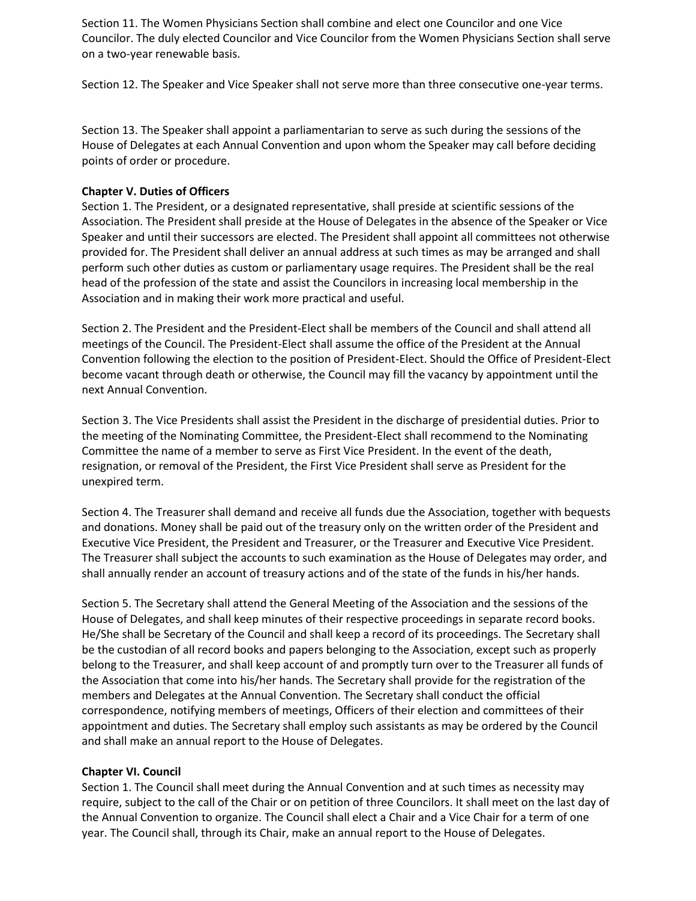Section 11. The Women Physicians Section shall combine and elect one Councilor and one Vice Councilor. The duly elected Councilor and Vice Councilor from the Women Physicians Section shall serve on a two-year renewable basis.

Section 12. The Speaker and Vice Speaker shall not serve more than three consecutive one-year terms.

Section 13. The Speaker shall appoint a parliamentarian to serve as such during the sessions of the House of Delegates at each Annual Convention and upon whom the Speaker may call before deciding points of order or procedure.

**Chapter V. Duties of Officers**

Section 1. The President, or a designated representative, shall preside at scientific sessions of the Association. The President shall preside at the House of Delegates in the absence of the Speaker or Vice Speaker and until their successors are elected. The President shall appoint all committees not otherwise provided for. The President shall deliver an annual address at such times as may be arranged and shall perform such other duties as custom or parliamentary usage requires. The President shall be the real head of the profession of the state and assist the Councilors in increasing local membership in the Association and in making their work more practical and useful.

Section 2. The President and the President-Elect shall be members of the Council and shall attend all meetings of the Council. The President-Elect shall assume the office of the President at the Annual Convention following the election to the position of President-Elect. Should the Office of President-Elect become vacant through death or otherwise, the Council may fill the vacancy by appointment until the next Annual Convention.

Section 3. The Vice Presidents shall assist the President in the discharge of presidential duties. Prior to the meeting of the Nominating Committee, the President-Elect shall recommend to the Nominating Committee the name of a member to serve as First Vice President. In the event of the death, resignation, or removal of the President, the First Vice President shall serve as President for the unexpired term.

Section 4. The Treasurer shall demand and receive all funds due the Association, together with bequests and donations. Money shall be paid out of the treasury only on the written order of the President and Executive Vice President, the President and Treasurer, or the Treasurer and Executive Vice President. The Treasurer shall subject the accounts to such examination as the House of Delegates may order, and shall annually render an account of treasury actions and of the state of the funds in his/her hands.

Section 5. The Secretary shall attend the General Meeting of the Association and the sessions of the House of Delegates, and shall keep minutes of their respective proceedings in separate record books. He/She shall be Secretary of the Council and shall keep a record of its proceedings. The Secretary shall be the custodian of all record books and papers belonging to the Association, except such as properly belong to the Treasurer, and shall keep account of and promptly turn over to the Treasurer all funds of the Association that come into his/her hands. The Secretary shall provide for the registration of the members and Delegates at the Annual Convention. The Secretary shall conduct the official correspondence, notifying members of meetings, Officers of their election and committees of their appointment and duties. The Secretary shall employ such assistants as may be ordered by the Council and shall make an annual report to the House of Delegates.

**Chapter VI. Council**

Section 1. The Council shall meet during the Annual Convention and at such times as necessity may require, subject to the call of the Chair or on petition of three Councilors. It shall meet on the last day of the Annual Convention to organize. The Council shall elect a Chair and a Vice Chair for a term of one year. The Council shall, through its Chair, make an annual report to the House of Delegates.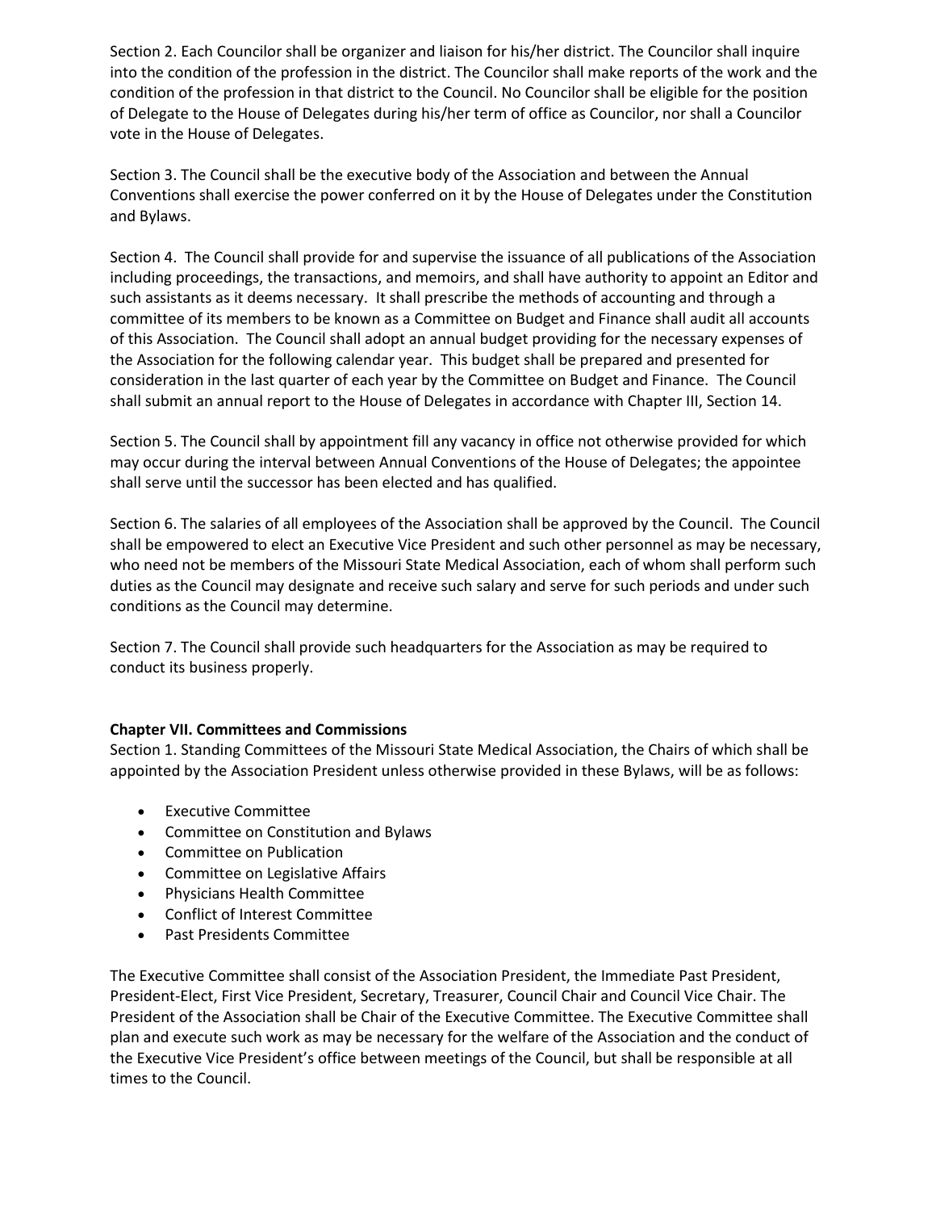Section 2. Each Councilor shall be organizer and liaison for his/her district. The Councilor shall inquire into the condition of the profession in the district. The Councilor shall make reports of the work and the condition of the profession in that district to the Council. No Councilor shall be eligible for the position of Delegate to the House of Delegates during his/her term of office as Councilor, nor shall a Councilor vote in the House of Delegates.

Section 3. The Council shall be the executive body of the Association and between the Annual Conventions shall exercise the power conferred on it by the House of Delegates under the Constitution and Bylaws.

Section 4. The Council shall provide for and supervise the issuance of all publications of the Association including proceedings, the transactions, and memoirs, and shall have authority to appoint an Editor and such assistants as it deems necessary. It shall prescribe the methods of accounting and through a committee of its members to be known as a Committee on Budget and Finance shall audit all accounts of this Association. The Council shall adopt an annual budget providing for the necessary expenses of the Association for the following calendar year. This budget shall be prepared and presented for consideration in the last quarter of each year by the Committee on Budget and Finance. The Council shall submit an annual report to the House of Delegates in accordance with Chapter III, Section 14.

Section 5. The Council shall by appointment fill any vacancy in office not otherwise provided for which may occur during the interval between Annual Conventions of the House of Delegates; the appointee shall serve until the successor has been elected and has qualified.

Section 6. The salaries of all employees of the Association shall be approved by the Council. The Council shall be empowered to elect an Executive Vice President and such other personnel as may be necessary, who need not be members of the Missouri State Medical Association, each of whom shall perform such duties as the Council may designate and receive such salary and serve for such periods and under such conditions as the Council may determine.

Section 7. The Council shall provide such headquarters for the Association as may be required to conduct its business properly.

**Chapter VII. Committees and Commissions**

Section 1. Standing Committees of the Missouri State Medical Association, the Chairs of which shall be appointed by the Association President unless otherwise provided in these Bylaws, will be as follows:

- Executive Committee
- Committee on Constitution and Bylaws
- Committee on Publication
- Committee on Legislative Affairs
- Physicians Health Committee
- Conflict of Interest Committee
- Past Presidents Committee

The Executive Committee shall consist of the Association President, the Immediate Past President, President-Elect, First Vice President, Secretary, Treasurer, Council Chair and Council Vice Chair. The President of the Association shall be Chair of the Executive Committee. The Executive Committee shall plan and execute such work as may be necessary for the welfare of the Association and the conduct of the Executive Vice President's office between meetings of the Council, but shall be responsible at all times to the Council.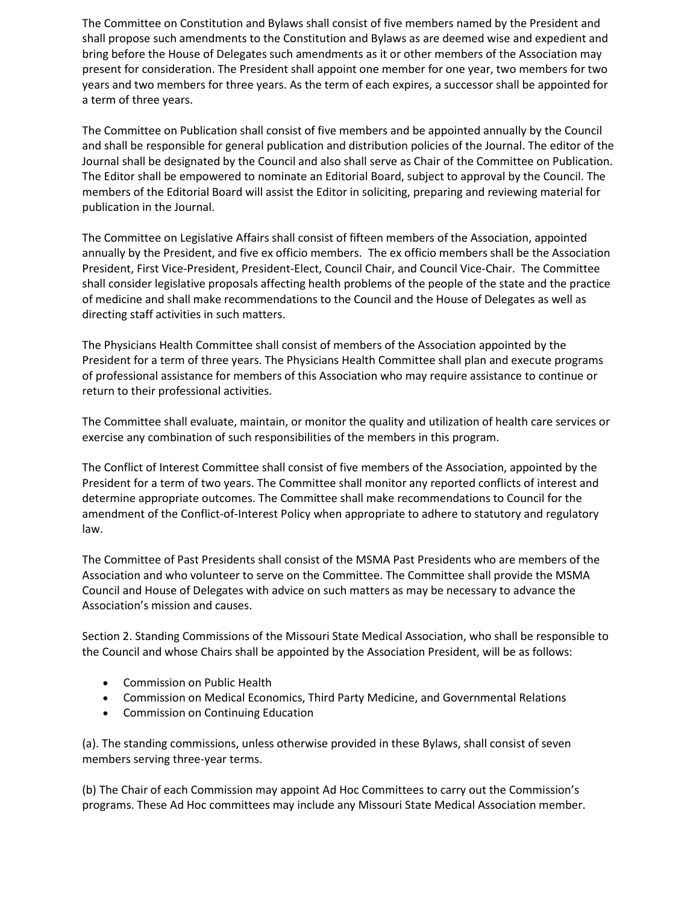The Committee on Constitution and Bylaws shall consist of five members named by the President and shall propose such amendments to the Constitution and Bylaws as are deemed wise and expedient and bring before the House of Delegates such amendments as it or other members of the Association may present for consideration. The President shall appoint one member for one year, two members for two years and two members for three years. As the term of each expires, a successor shall be appointed for a term of three years.

The Committee on Publication shall consist of five members and be appointed annually by the Council and shall be responsible for general publication and distribution policies of the Journal. The editor of the Journal shall be designated by the Council and also shall serve as Chair of the Committee on Publication. The Editor shall be empowered to nominate an Editorial Board, subject to approval by the Council. The members of the Editorial Board will assist the Editor in soliciting, preparing and reviewing material for publication in the Journal.

The Committee on Legislative Affairs shall consist of fifteen members of the Association, appointed annually by the President, and five ex officio members. The ex officio members shall be the Association President, First Vice-President, President-Elect, Council Chair, and Council Vice-Chair. The Committee shall consider legislative proposals affecting health problems of the people of the state and the practice of medicine and shall make recommendations to the Council and the House of Delegates as well as directing staff activities in such matters.

The Physicians Health Committee shall consist of members of the Association appointed by the President for a term of three years. The Physicians Health Committee shall plan and execute programs of professional assistance for members of this Association who may require assistance to continue or return to their professional activities.

The Committee shall evaluate, maintain, or monitor the quality and utilization of health care services or exercise any combination of such responsibilities of the members in this program.

The Conflict of Interest Committee shall consist of five members of the Association, appointed by the President for a term of two years. The Committee shall monitor any reported conflicts of interest and determine appropriate outcomes. The Committee shall make recommendations to Council for the amendment of the Conflict-of-Interest Policy when appropriate to adhere to statutory and regulatory law.

The Committee of Past Presidents shall consist of the MSMA Past Presidents who are members of the Association and who volunteer to serve on the Committee. The Committee shall provide the MSMA Council and House of Delegates with advice on such matters as may be necessary to advance the Association's mission and causes.

Section 2. Standing Commissions of the Missouri State Medical Association, who shall be responsible to the Council and whose Chairs shall be appointed by the Association President, will be as follows:

- Commission on Public Health
- Commission on Medical Economics, Third Party Medicine, and Governmental Relations
- Commission on Continuing Education

(a). The standing commissions, unless otherwise provided in these Bylaws, shall consist of seven members serving three-year terms.

(b) The Chair of each Commission may appoint Ad Hoc Committees to carry out the Commission's programs. These Ad Hoc committees may include any Missouri State Medical Association member.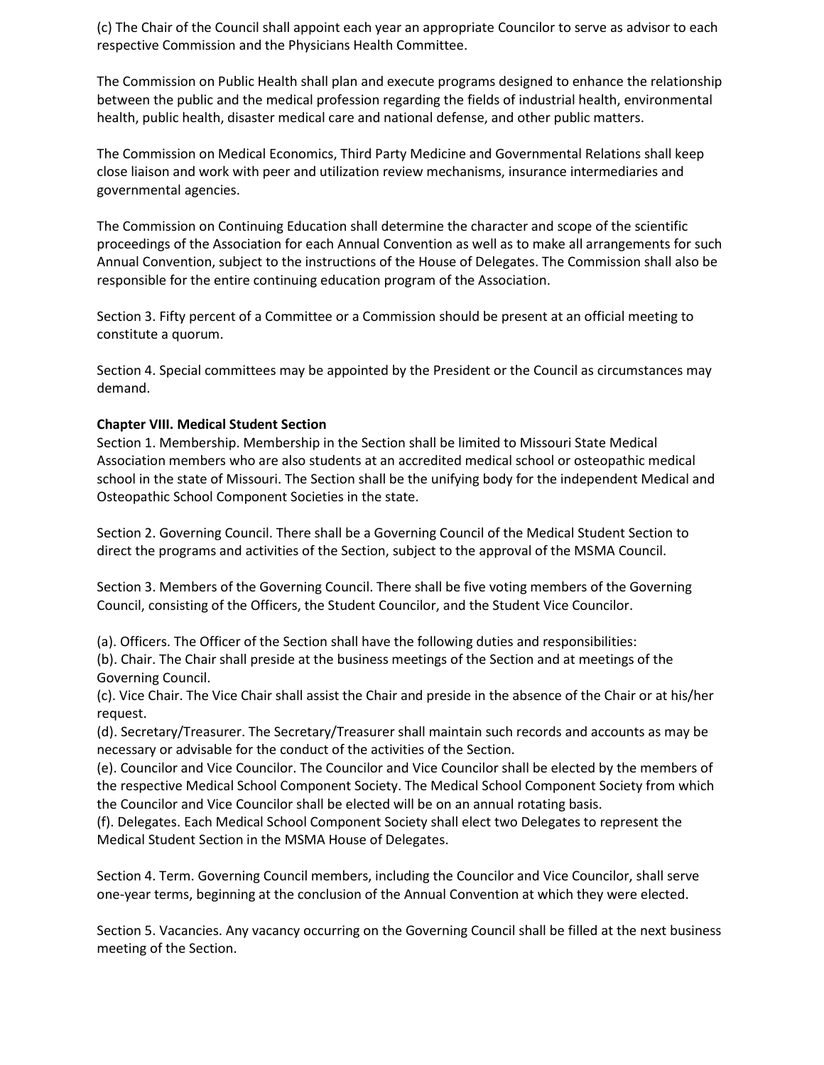(c) The Chair of the Council shall appoint each year an appropriate Councilor to serve as advisor to each respective Commission and the Physicians Health Committee.

The Commission on Public Health shall plan and execute programs designed to enhance the relationship between the public and the medical profession regarding the fields of industrial health, environmental health, public health, disaster medical care and national defense, and other public matters.

The Commission on Medical Economics, Third Party Medicine and Governmental Relations shall keep close liaison and work with peer and utilization review mechanisms, insurance intermediaries and governmental agencies.

The Commission on Continuing Education shall determine the character and scope of the scientific proceedings of the Association for each Annual Convention as well as to make all arrangements for such Annual Convention, subject to the instructions of the House of Delegates. The Commission shall also be responsible for the entire continuing education program of the Association.

Section 3. Fifty percent of a Committee or a Commission should be present at an official meeting to constitute a quorum.

Section 4. Special committees may be appointed by the President or the Council as circumstances may demand.

**Chapter VIII. Medical Student Section**

Section 1. Membership. Membership in the Section shall be limited to Missouri State Medical Association members who are also students at an accredited medical school or osteopathic medical school in the state of Missouri. The Section shall be the unifying body for the independent Medical and Osteopathic School Component Societies in the state.

Section 2. Governing Council. There shall be a Governing Council of the Medical Student Section to direct the programs and activities of the Section, subject to the approval of the MSMA Council.

Section 3. Members of the Governing Council. There shall be five voting members of the Governing Council, consisting of the Officers, the Student Councilor, and the Student Vice Councilor.

(a). Officers. The Officer of the Section shall have the following duties and responsibilities:
(b). Chair. The Chair shall preside at the business meetings of the Section and at meetings of the Governing Council.
(c). Vice Chair. The Vice Chair shall assist the Chair and preside in the absence of the Chair or at his/her request.
(d). Secretary/Treasurer. The Secretary/Treasurer shall maintain such records and accounts as may be necessary or advisable for the conduct of the activities of the Section.
(e). Councilor and Vice Councilor. The Councilor and Vice Councilor shall be elected by the members of the respective Medical School Component Society. The Medical School Component Society from which the Councilor and Vice Councilor shall be elected will be on an annual rotating basis.
(f). Delegates. Each Medical School Component Society shall elect two Delegates to represent the Medical Student Section in the MSMA House of Delegates.

Section 4. Term. Governing Council members, including the Councilor and Vice Councilor, shall serve one-year terms, beginning at the conclusion of the Annual Convention at which they were elected.

Section 5. Vacancies. Any vacancy occurring on the Governing Council shall be filled at the next business meeting of the Section.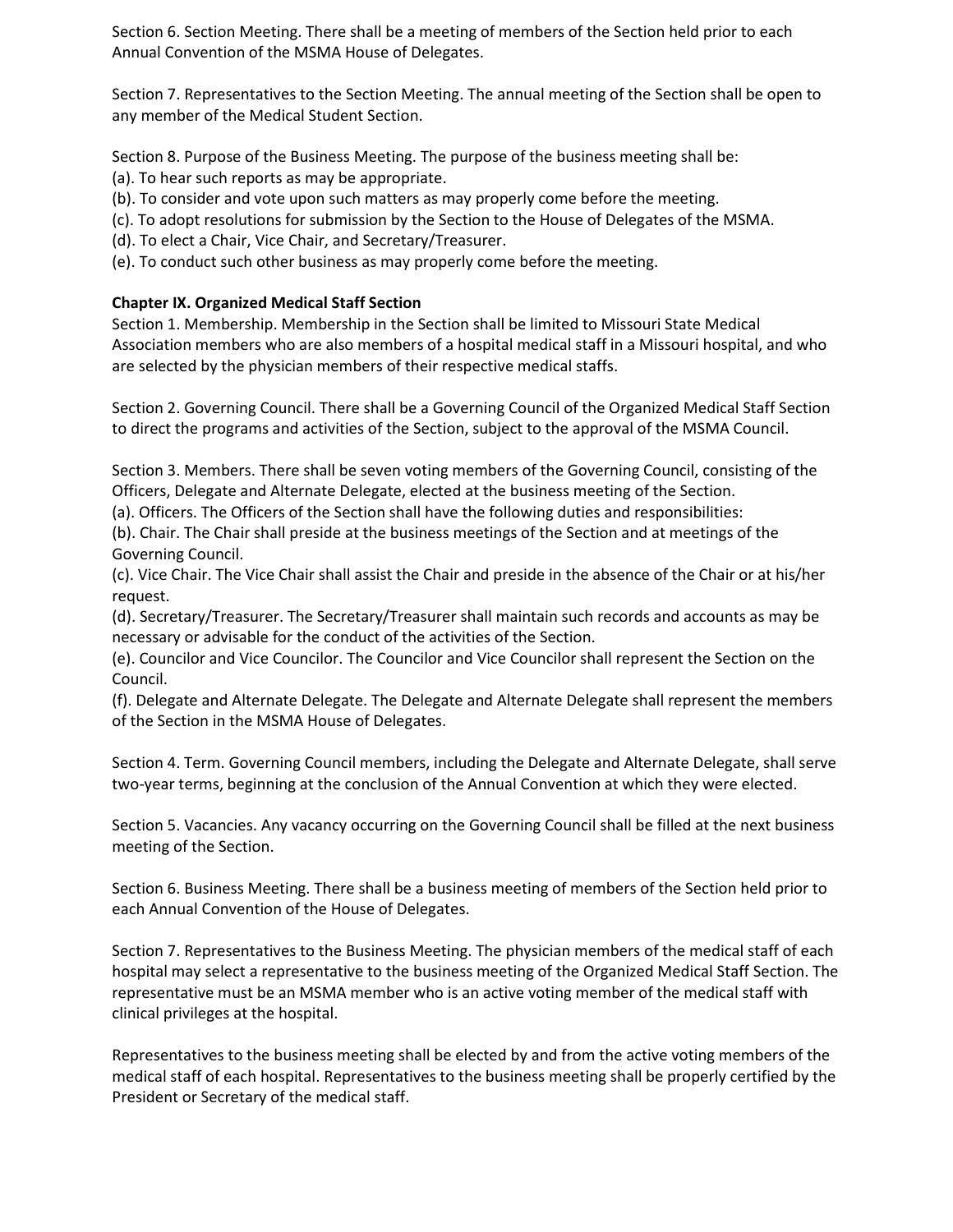Section 6. Section Meeting. There shall be a meeting of members of the Section held prior to each Annual Convention of the MSMA House of Delegates.

Section 7. Representatives to the Section Meeting. The annual meeting of the Section shall be open to any member of the Medical Student Section.

Section 8. Purpose of the Business Meeting. The purpose of the business meeting shall be:
(a). To hear such reports as may be appropriate.
(b). To consider and vote upon such matters as may properly come before the meeting.
(c). To adopt resolutions for submission by the Section to the House of Delegates of the MSMA.
(d). To elect a Chair, Vice Chair, and Secretary/Treasurer.
(e). To conduct such other business as may properly come before the meeting.

**Chapter IX. Organized Medical Staff Section**

Section 1. Membership. Membership in the Section shall be limited to Missouri State Medical Association members who are also members of a hospital medical staff in a Missouri hospital, and who are selected by the physician members of their respective medical staffs.

Section 2. Governing Council. There shall be a Governing Council of the Organized Medical Staff Section to direct the programs and activities of the Section, subject to the approval of the MSMA Council.

Section 3. Members. There shall be seven voting members of the Governing Council, consisting of the Officers, Delegate and Alternate Delegate, elected at the business meeting of the Section.
(a). Officers. The Officers of the Section shall have the following duties and responsibilities:
(b). Chair. The Chair shall preside at the business meetings of the Section and at meetings of the Governing Council.
(c). Vice Chair. The Vice Chair shall assist the Chair and preside in the absence of the Chair or at his/her request.
(d). Secretary/Treasurer. The Secretary/Treasurer shall maintain such records and accounts as may be necessary or advisable for the conduct of the activities of the Section.
(e). Councilor and Vice Councilor. The Councilor and Vice Councilor shall represent the Section on the Council.
(f). Delegate and Alternate Delegate. The Delegate and Alternate Delegate shall represent the members of the Section in the MSMA House of Delegates.

Section 4. Term. Governing Council members, including the Delegate and Alternate Delegate, shall serve two-year terms, beginning at the conclusion of the Annual Convention at which they were elected.

Section 5. Vacancies. Any vacancy occurring on the Governing Council shall be filled at the next business meeting of the Section.

Section 6. Business Meeting. There shall be a business meeting of members of the Section held prior to each Annual Convention of the House of Delegates.

Section 7. Representatives to the Business Meeting. The physician members of the medical staff of each hospital may select a representative to the business meeting of the Organized Medical Staff Section. The representative must be an MSMA member who is an active voting member of the medical staff with clinical privileges at the hospital.

Representatives to the business meeting shall be elected by and from the active voting members of the medical staff of each hospital. Representatives to the business meeting shall be properly certified by the President or Secretary of the medical staff.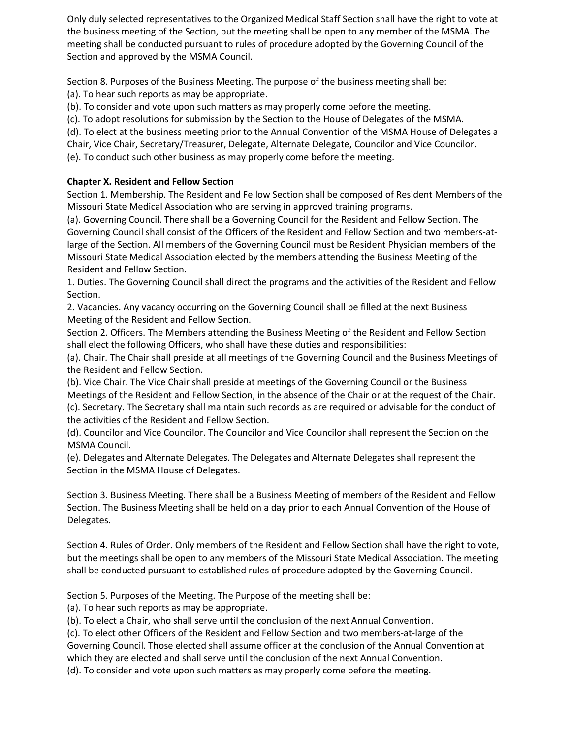Only duly selected representatives to the Organized Medical Staff Section shall have the right to vote at the business meeting of the Section, but the meeting shall be open to any member of the MSMA. The meeting shall be conducted pursuant to rules of procedure adopted by the Governing Council of the Section and approved by the MSMA Council.

Section 8. Purposes of the Business Meeting. The purpose of the business meeting shall be:
(a). To hear such reports as may be appropriate.
(b). To consider and vote upon such matters as may properly come before the meeting.
(c). To adopt resolutions for submission by the Section to the House of Delegates of the MSMA.
(d). To elect at the business meeting prior to the Annual Convention of the MSMA House of Delegates a Chair, Vice Chair, Secretary/Treasurer, Delegate, Alternate Delegate, Councilor and Vice Councilor.
(e). To conduct such other business as may properly come before the meeting.

**Chapter X. Resident and Fellow Section**

Section 1. Membership. The Resident and Fellow Section shall be composed of Resident Members of the Missouri State Medical Association who are serving in approved training programs.
(a). Governing Council. There shall be a Governing Council for the Resident and Fellow Section. The Governing Council shall consist of the Officers of the Resident and Fellow Section and two members-at-large of the Section. All members of the Governing Council must be Resident Physician members of the Missouri State Medical Association elected by the members attending the Business Meeting of the Resident and Fellow Section.
1. Duties. The Governing Council shall direct the programs and the activities of the Resident and Fellow Section.
2. Vacancies. Any vacancy occurring on the Governing Council shall be filled at the next Business Meeting of the Resident and Fellow Section.

Section 2. Officers. The Members attending the Business Meeting of the Resident and Fellow Section shall elect the following Officers, who shall have these duties and responsibilities:
(a). Chair. The Chair shall preside at all meetings of the Governing Council and the Business Meetings of the Resident and Fellow Section.
(b). Vice Chair. The Vice Chair shall preside at meetings of the Governing Council or the Business Meetings of the Resident and Fellow Section, in the absence of the Chair or at the request of the Chair.
(c). Secretary. The Secretary shall maintain such records as are required or advisable for the conduct of the activities of the Resident and Fellow Section.
(d). Councilor and Vice Councilor. The Councilor and Vice Councilor shall represent the Section on the MSMA Council.
(e). Delegates and Alternate Delegates. The Delegates and Alternate Delegates shall represent the Section in the MSMA House of Delegates.

Section 3. Business Meeting. There shall be a Business Meeting of members of the Resident and Fellow Section. The Business Meeting shall be held on a day prior to each Annual Convention of the House of Delegates.

Section 4. Rules of Order. Only members of the Resident and Fellow Section shall have the right to vote, but the meetings shall be open to any members of the Missouri State Medical Association. The meeting shall be conducted pursuant to established rules of procedure adopted by the Governing Council.

Section 5. Purposes of the Meeting. The Purpose of the meeting shall be:
(a). To hear such reports as may be appropriate.
(b). To elect a Chair, who shall serve until the conclusion of the next Annual Convention.
(c). To elect other Officers of the Resident and Fellow Section and two members-at-large of the Governing Council. Those elected shall assume officer at the conclusion of the Annual Convention at which they are elected and shall serve until the conclusion of the next Annual Convention.
(d). To consider and vote upon such matters as may properly come before the meeting.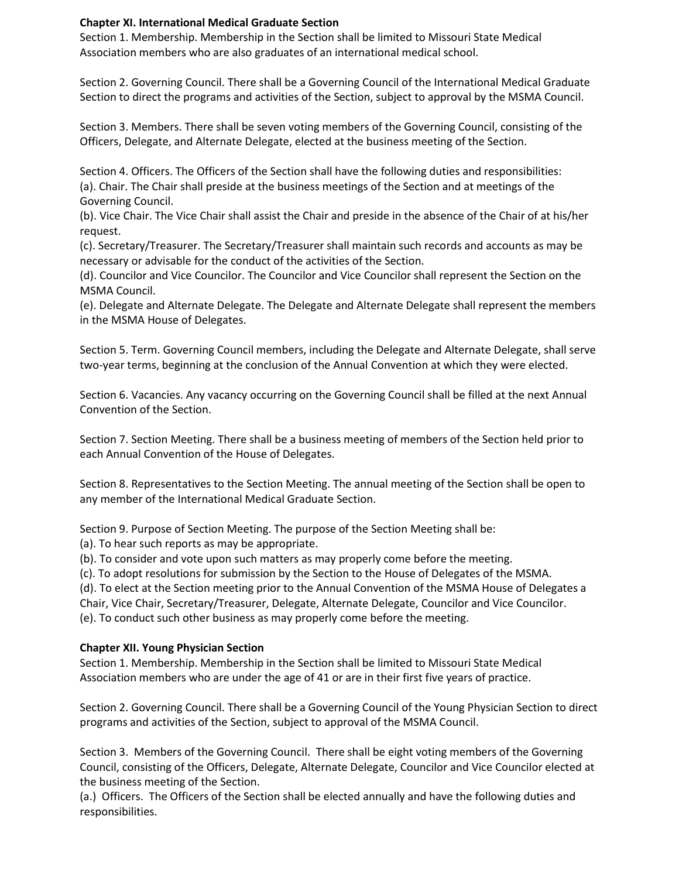**Chapter XI. International Medical Graduate Section**

Section 1. Membership. Membership in the Section shall be limited to Missouri State Medical Association members who are also graduates of an international medical school.

Section 2. Governing Council. There shall be a Governing Council of the International Medical Graduate Section to direct the programs and activities of the Section, subject to approval by the MSMA Council.

Section 3. Members. There shall be seven voting members of the Governing Council, consisting of the Officers, Delegate, and Alternate Delegate, elected at the business meeting of the Section.

Section 4. Officers. The Officers of the Section shall have the following duties and responsibilities:
(a). Chair. The Chair shall preside at the business meetings of the Section and at meetings of the Governing Council.
(b). Vice Chair. The Vice Chair shall assist the Chair and preside in the absence of the Chair of at his/her request.
(c). Secretary/Treasurer. The Secretary/Treasurer shall maintain such records and accounts as may be necessary or advisable for the conduct of the activities of the Section.
(d). Councilor and Vice Councilor. The Councilor and Vice Councilor shall represent the Section on the MSMA Council.
(e). Delegate and Alternate Delegate. The Delegate and Alternate Delegate shall represent the members in the MSMA House of Delegates.

Section 5. Term. Governing Council members, including the Delegate and Alternate Delegate, shall serve two-year terms, beginning at the conclusion of the Annual Convention at which they were elected.

Section 6. Vacancies. Any vacancy occurring on the Governing Council shall be filled at the next Annual Convention of the Section.

Section 7. Section Meeting. There shall be a business meeting of members of the Section held prior to each Annual Convention of the House of Delegates.

Section 8. Representatives to the Section Meeting. The annual meeting of the Section shall be open to any member of the International Medical Graduate Section.

Section 9. Purpose of Section Meeting. The purpose of the Section Meeting shall be:
(a). To hear such reports as may be appropriate.
(b). To consider and vote upon such matters as may properly come before the meeting.
(c). To adopt resolutions for submission by the Section to the House of Delegates of the MSMA.
(d). To elect at the Section meeting prior to the Annual Convention of the MSMA House of Delegates a Chair, Vice Chair, Secretary/Treasurer, Delegate, Alternate Delegate, Councilor and Vice Councilor.
(e). To conduct such other business as may properly come before the meeting.

**Chapter XII. Young Physician Section**

Section 1. Membership. Membership in the Section shall be limited to Missouri State Medical Association members who are under the age of 41 or are in their first five years of practice.

Section 2. Governing Council. There shall be a Governing Council of the Young Physician Section to direct programs and activities of the Section, subject to approval of the MSMA Council.

Section 3. Members of the Governing Council. There shall be eight voting members of the Governing Council, consisting of the Officers, Delegate, Alternate Delegate, Councilor and Vice Councilor elected at the business meeting of the Section.
(a.) Officers. The Officers of the Section shall be elected annually and have the following duties and responsibilities.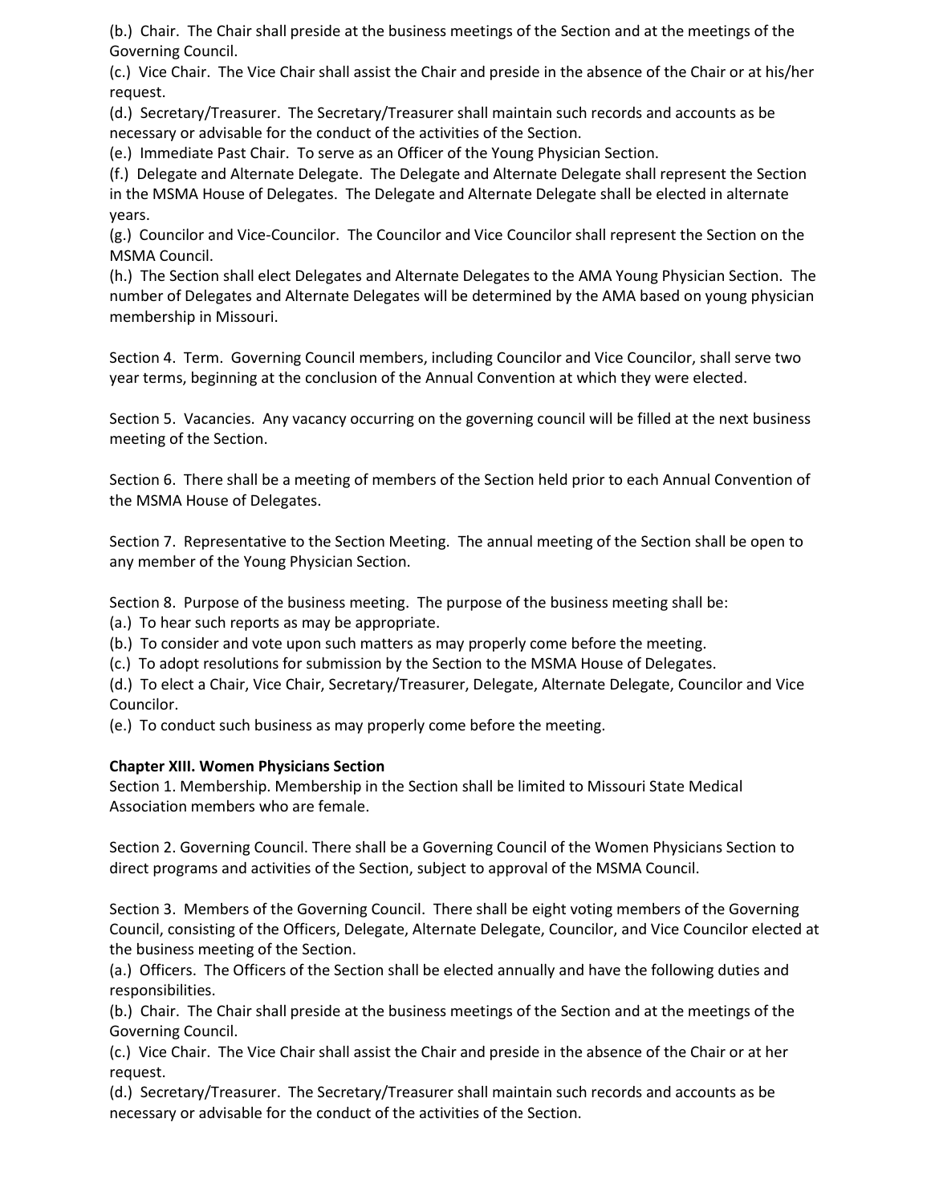(b.) Chair. The Chair shall preside at the business meetings of the Section and at the meetings of the Governing Council.

(c.) Vice Chair. The Vice Chair shall assist the Chair and preside in the absence of the Chair or at his/her request.

(d.) Secretary/Treasurer. The Secretary/Treasurer shall maintain such records and accounts as be necessary or advisable for the conduct of the activities of the Section.

(e.) Immediate Past Chair. To serve as an Officer of the Young Physician Section.

(f.) Delegate and Alternate Delegate. The Delegate and Alternate Delegate shall represent the Section in the MSMA House of Delegates. The Delegate and Alternate Delegate shall be elected in alternate years.

(g.) Councilor and Vice-Councilor. The Councilor and Vice Councilor shall represent the Section on the MSMA Council.

(h.) The Section shall elect Delegates and Alternate Delegates to the AMA Young Physician Section. The number of Delegates and Alternate Delegates will be determined by the AMA based on young physician membership in Missouri.

Section 4. Term. Governing Council members, including Councilor and Vice Councilor, shall serve two year terms, beginning at the conclusion of the Annual Convention at which they were elected.

Section 5. Vacancies. Any vacancy occurring on the governing council will be filled at the next business meeting of the Section.

Section 6. There shall be a meeting of members of the Section held prior to each Annual Convention of the MSMA House of Delegates.

Section 7. Representative to the Section Meeting. The annual meeting of the Section shall be open to any member of the Young Physician Section.

Section 8. Purpose of the business meeting. The purpose of the business meeting shall be:

(a.) To hear such reports as may be appropriate.

(b.) To consider and vote upon such matters as may properly come before the meeting.

(c.) To adopt resolutions for submission by the Section to the MSMA House of Delegates.

(d.) To elect a Chair, Vice Chair, Secretary/Treasurer, Delegate, Alternate Delegate, Councilor and Vice Councilor.

(e.) To conduct such business as may properly come before the meeting.

**Chapter XIII. Women Physicians Section**

Section 1. Membership. Membership in the Section shall be limited to Missouri State Medical Association members who are female.

Section 2. Governing Council. There shall be a Governing Council of the Women Physicians Section to direct programs and activities of the Section, subject to approval of the MSMA Council.

Section 3. Members of the Governing Council. There shall be eight voting members of the Governing Council, consisting of the Officers, Delegate, Alternate Delegate, Councilor, and Vice Councilor elected at the business meeting of the Section.

(a.) Officers. The Officers of the Section shall be elected annually and have the following duties and responsibilities.

(b.) Chair. The Chair shall preside at the business meetings of the Section and at the meetings of the Governing Council.

(c.) Vice Chair. The Vice Chair shall assist the Chair and preside in the absence of the Chair or at her request.

(d.) Secretary/Treasurer. The Secretary/Treasurer shall maintain such records and accounts as be necessary or advisable for the conduct of the activities of the Section.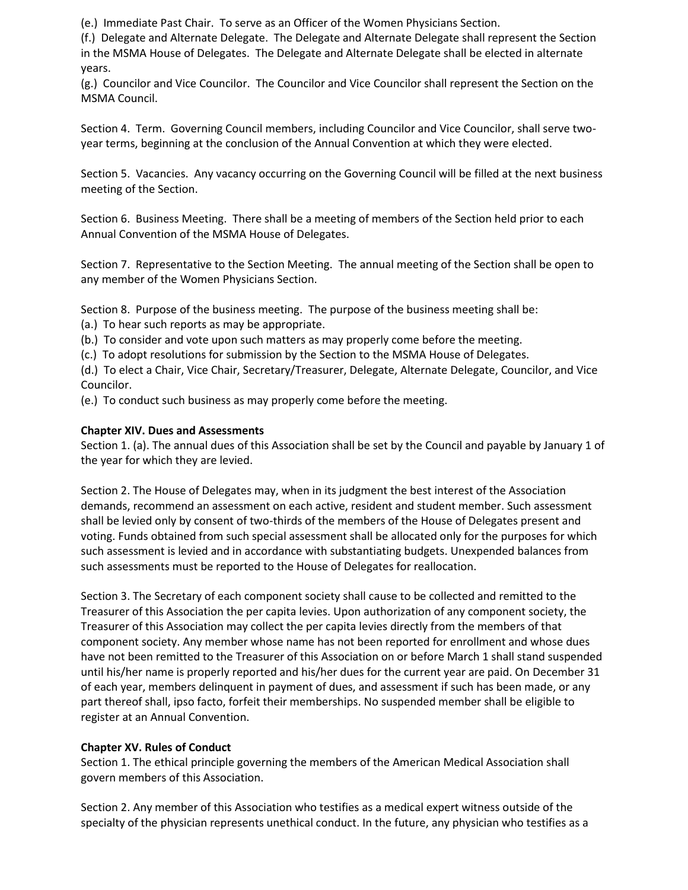(e.) Immediate Past Chair. To serve as an Officer of the Women Physicians Section.
(f.) Delegate and Alternate Delegate. The Delegate and Alternate Delegate shall represent the Section in the MSMA House of Delegates. The Delegate and Alternate Delegate shall be elected in alternate years.
(g.) Councilor and Vice Councilor. The Councilor and Vice Councilor shall represent the Section on the MSMA Council.

Section 4. Term. Governing Council members, including Councilor and Vice Councilor, shall serve two-year terms, beginning at the conclusion of the Annual Convention at which they were elected.

Section 5. Vacancies. Any vacancy occurring on the Governing Council will be filled at the next business meeting of the Section.

Section 6. Business Meeting. There shall be a meeting of members of the Section held prior to each Annual Convention of the MSMA House of Delegates.

Section 7. Representative to the Section Meeting. The annual meeting of the Section shall be open to any member of the Women Physicians Section.

Section 8. Purpose of the business meeting. The purpose of the business meeting shall be:
(a.) To hear such reports as may be appropriate.
(b.) To consider and vote upon such matters as may properly come before the meeting.
(c.) To adopt resolutions for submission by the Section to the MSMA House of Delegates.
(d.) To elect a Chair, Vice Chair, Secretary/Treasurer, Delegate, Alternate Delegate, Councilor, and Vice Councilor.
(e.) To conduct such business as may properly come before the meeting.

**Chapter XIV. Dues and Assessments**
Section 1. (a). The annual dues of this Association shall be set by the Council and payable by January 1 of the year for which they are levied.

Section 2. The House of Delegates may, when in its judgment the best interest of the Association demands, recommend an assessment on each active, resident and student member. Such assessment shall be levied only by consent of two-thirds of the members of the House of Delegates present and voting. Funds obtained from such special assessment shall be allocated only for the purposes for which such assessment is levied and in accordance with substantiating budgets. Unexpended balances from such assessments must be reported to the House of Delegates for reallocation.

Section 3. The Secretary of each component society shall cause to be collected and remitted to the Treasurer of this Association the per capita levies. Upon authorization of any component society, the Treasurer of this Association may collect the per capita levies directly from the members of that component society. Any member whose name has not been reported for enrollment and whose dues have not been remitted to the Treasurer of this Association on or before March 1 shall stand suspended until his/her name is properly reported and his/her dues for the current year are paid. On December 31 of each year, members delinquent in payment of dues, and assessment if such has been made, or any part thereof shall, ipso facto, forfeit their memberships. No suspended member shall be eligible to register at an Annual Convention.

**Chapter XV. Rules of Conduct**
Section 1. The ethical principle governing the members of the American Medical Association shall govern members of this Association.

Section 2. Any member of this Association who testifies as a medical expert witness outside of the specialty of the physician represents unethical conduct. In the future, any physician who testifies as a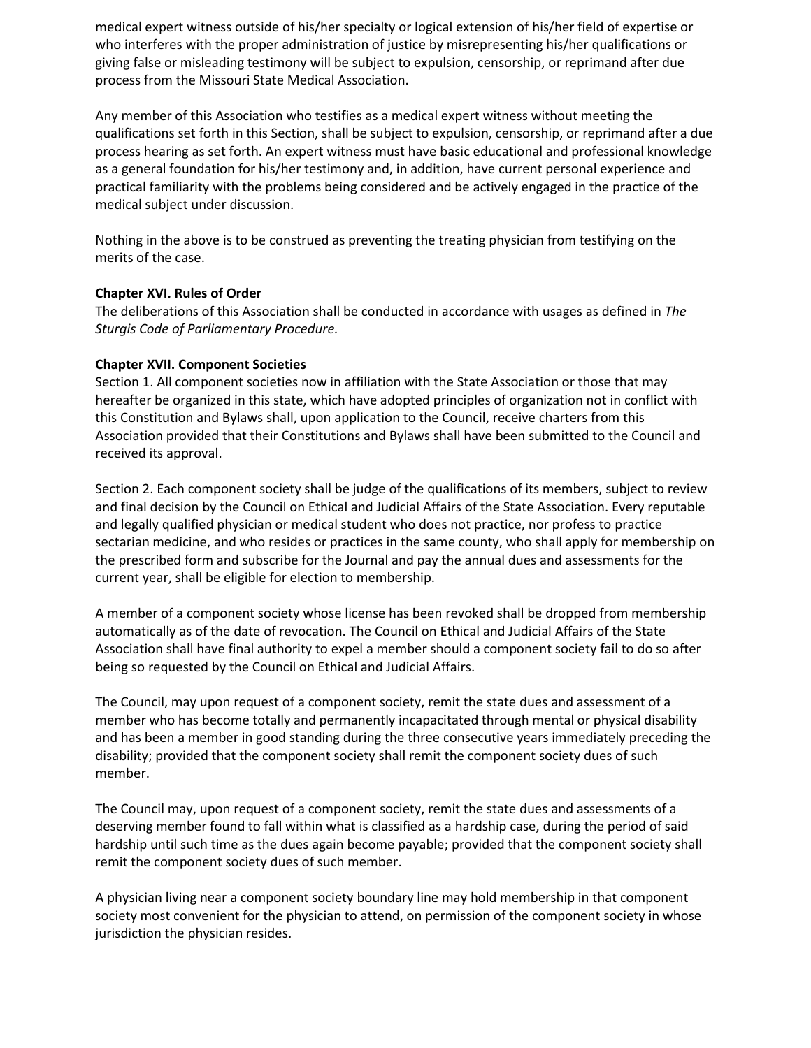medical expert witness outside of his/her specialty or logical extension of his/her field of expertise or who interferes with the proper administration of justice by misrepresenting his/her qualifications or giving false or misleading testimony will be subject to expulsion, censorship, or reprimand after due process from the Missouri State Medical Association.

Any member of this Association who testifies as a medical expert witness without meeting the qualifications set forth in this Section, shall be subject to expulsion, censorship, or reprimand after a due process hearing as set forth. An expert witness must have basic educational and professional knowledge as a general foundation for his/her testimony and, in addition, have current personal experience and practical familiarity with the problems being considered and be actively engaged in the practice of the medical subject under discussion.

Nothing in the above is to be construed as preventing the treating physician from testifying on the merits of the case.

**Chapter XVI. Rules of Order**

The deliberations of this Association shall be conducted in accordance with usages as defined in *The Sturgis Code of Parliamentary Procedure.*

**Chapter XVII. Component Societies**

Section 1. All component societies now in affiliation with the State Association or those that may hereafter be organized in this state, which have adopted principles of organization not in conflict with this Constitution and Bylaws shall, upon application to the Council, receive charters from this Association provided that their Constitutions and Bylaws shall have been submitted to the Council and received its approval.

Section 2. Each component society shall be judge of the qualifications of its members, subject to review and final decision by the Council on Ethical and Judicial Affairs of the State Association. Every reputable and legally qualified physician or medical student who does not practice, nor profess to practice sectarian medicine, and who resides or practices in the same county, who shall apply for membership on the prescribed form and subscribe for the Journal and pay the annual dues and assessments for the current year, shall be eligible for election to membership.

A member of a component society whose license has been revoked shall be dropped from membership automatically as of the date of revocation. The Council on Ethical and Judicial Affairs of the State Association shall have final authority to expel a member should a component society fail to do so after being so requested by the Council on Ethical and Judicial Affairs.

The Council, may upon request of a component society, remit the state dues and assessment of a member who has become totally and permanently incapacitated through mental or physical disability and has been a member in good standing during the three consecutive years immediately preceding the disability; provided that the component society shall remit the component society dues of such member.

The Council may, upon request of a component society, remit the state dues and assessments of a deserving member found to fall within what is classified as a hardship case, during the period of said hardship until such time as the dues again become payable; provided that the component society shall remit the component society dues of such member.

A physician living near a component society boundary line may hold membership in that component society most convenient for the physician to attend, on permission of the component society in whose jurisdiction the physician resides.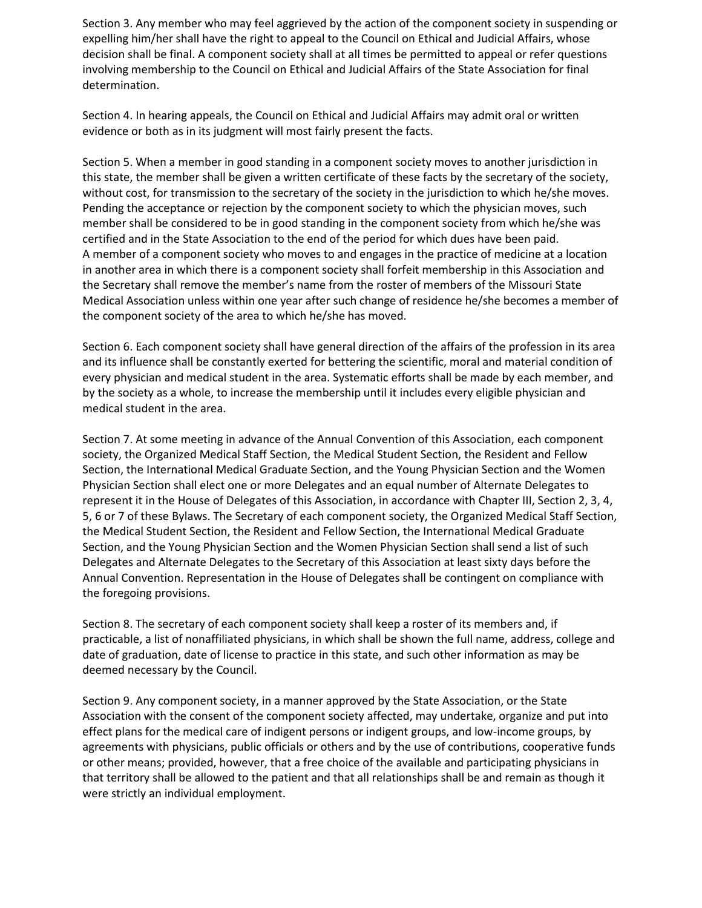Section 3. Any member who may feel aggrieved by the action of the component society in suspending or expelling him/her shall have the right to appeal to the Council on Ethical and Judicial Affairs, whose decision shall be final. A component society shall at all times be permitted to appeal or refer questions involving membership to the Council on Ethical and Judicial Affairs of the State Association for final determination.

Section 4. In hearing appeals, the Council on Ethical and Judicial Affairs may admit oral or written evidence or both as in its judgment will most fairly present the facts.

Section 5. When a member in good standing in a component society moves to another jurisdiction in this state, the member shall be given a written certificate of these facts by the secretary of the society, without cost, for transmission to the secretary of the society in the jurisdiction to which he/she moves. Pending the acceptance or rejection by the component society to which the physician moves, such member shall be considered to be in good standing in the component society from which he/she was certified and in the State Association to the end of the period for which dues have been paid.
A member of a component society who moves to and engages in the practice of medicine at a location in another area in which there is a component society shall forfeit membership in this Association and the Secretary shall remove the member's name from the roster of members of the Missouri State Medical Association unless within one year after such change of residence he/she becomes a member of the component society of the area to which he/she has moved.

Section 6. Each component society shall have general direction of the affairs of the profession in its area and its influence shall be constantly exerted for bettering the scientific, moral and material condition of every physician and medical student in the area. Systematic efforts shall be made by each member, and by the society as a whole, to increase the membership until it includes every eligible physician and medical student in the area.

Section 7. At some meeting in advance of the Annual Convention of this Association, each component society, the Organized Medical Staff Section, the Medical Student Section, the Resident and Fellow Section, the International Medical Graduate Section, and the Young Physician Section and the Women Physician Section shall elect one or more Delegates and an equal number of Alternate Delegates to represent it in the House of Delegates of this Association, in accordance with Chapter III, Section 2, 3, 4, 5, 6 or 7 of these Bylaws. The Secretary of each component society, the Organized Medical Staff Section, the Medical Student Section, the Resident and Fellow Section, the International Medical Graduate Section, and the Young Physician Section and the Women Physician Section shall send a list of such Delegates and Alternate Delegates to the Secretary of this Association at least sixty days before the Annual Convention. Representation in the House of Delegates shall be contingent on compliance with the foregoing provisions.

Section 8. The secretary of each component society shall keep a roster of its members and, if practicable, a list of nonaffiliated physicians, in which shall be shown the full name, address, college and date of graduation, date of license to practice in this state, and such other information as may be deemed necessary by the Council.

Section 9. Any component society, in a manner approved by the State Association, or the State Association with the consent of the component society affected, may undertake, organize and put into effect plans for the medical care of indigent persons or indigent groups, and low-income groups, by agreements with physicians, public officials or others and by the use of contributions, cooperative funds or other means; provided, however, that a free choice of the available and participating physicians in that territory shall be allowed to the patient and that all relationships shall be and remain as though it were strictly an individual employment.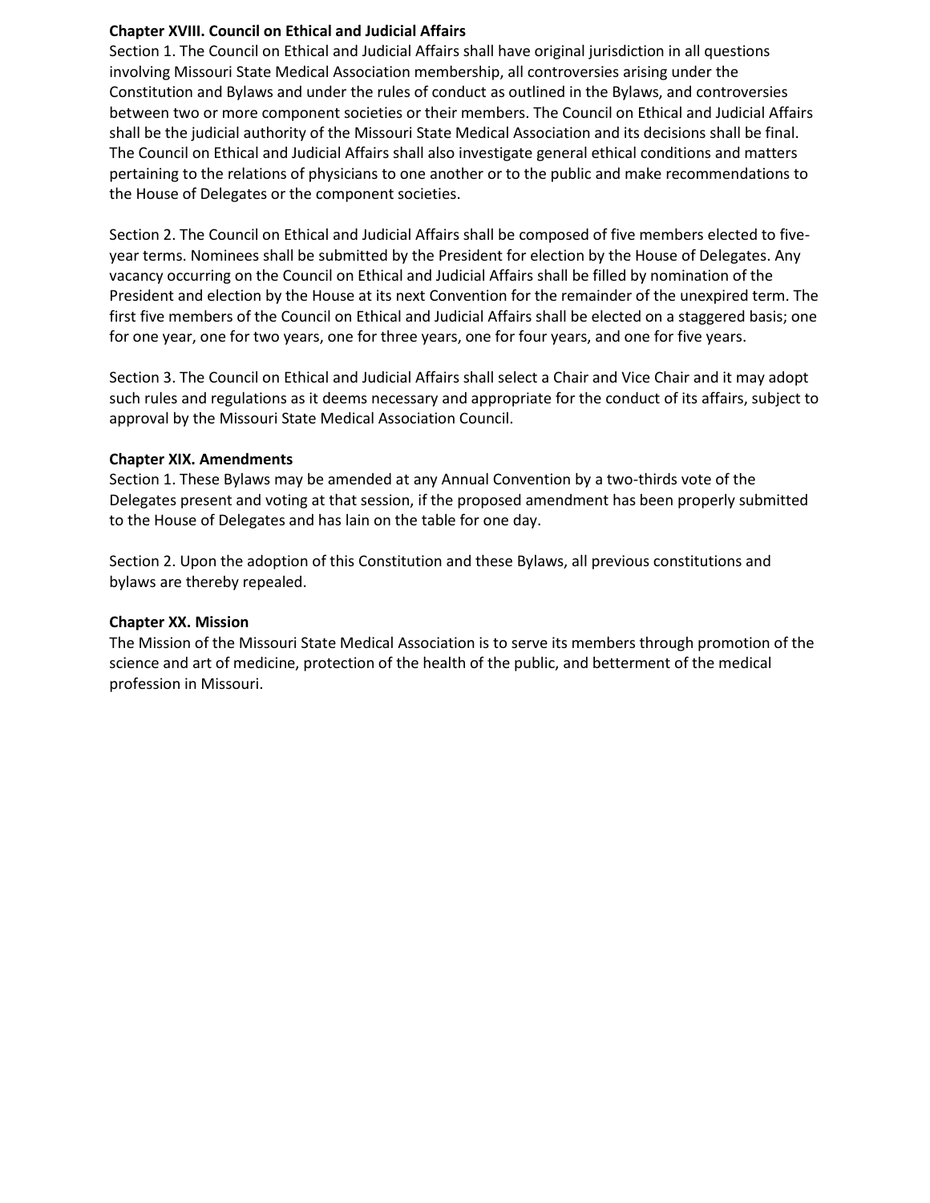**Chapter XVIII. Council on Ethical and Judicial Affairs**

Section 1. The Council on Ethical and Judicial Affairs shall have original jurisdiction in all questions involving Missouri State Medical Association membership, all controversies arising under the Constitution and Bylaws and under the rules of conduct as outlined in the Bylaws, and controversies between two or more component societies or their members. The Council on Ethical and Judicial Affairs shall be the judicial authority of the Missouri State Medical Association and its decisions shall be final. The Council on Ethical and Judicial Affairs shall also investigate general ethical conditions and matters pertaining to the relations of physicians to one another or to the public and make recommendations to the House of Delegates or the component societies.

Section 2. The Council on Ethical and Judicial Affairs shall be composed of five members elected to five-year terms. Nominees shall be submitted by the President for election by the House of Delegates. Any vacancy occurring on the Council on Ethical and Judicial Affairs shall be filled by nomination of the President and election by the House at its next Convention for the remainder of the unexpired term. The first five members of the Council on Ethical and Judicial Affairs shall be elected on a staggered basis; one for one year, one for two years, one for three years, one for four years, and one for five years.

Section 3. The Council on Ethical and Judicial Affairs shall select a Chair and Vice Chair and it may adopt such rules and regulations as it deems necessary and appropriate for the conduct of its affairs, subject to approval by the Missouri State Medical Association Council.

**Chapter XIX. Amendments**

Section 1. These Bylaws may be amended at any Annual Convention by a two-thirds vote of the Delegates present and voting at that session, if the proposed amendment has been properly submitted to the House of Delegates and has lain on the table for one day.

Section 2. Upon the adoption of this Constitution and these Bylaws, all previous constitutions and bylaws are thereby repealed.

**Chapter XX. Mission**

The Mission of the Missouri State Medical Association is to serve its members through promotion of the science and art of medicine, protection of the health of the public, and betterment of the medical profession in Missouri.